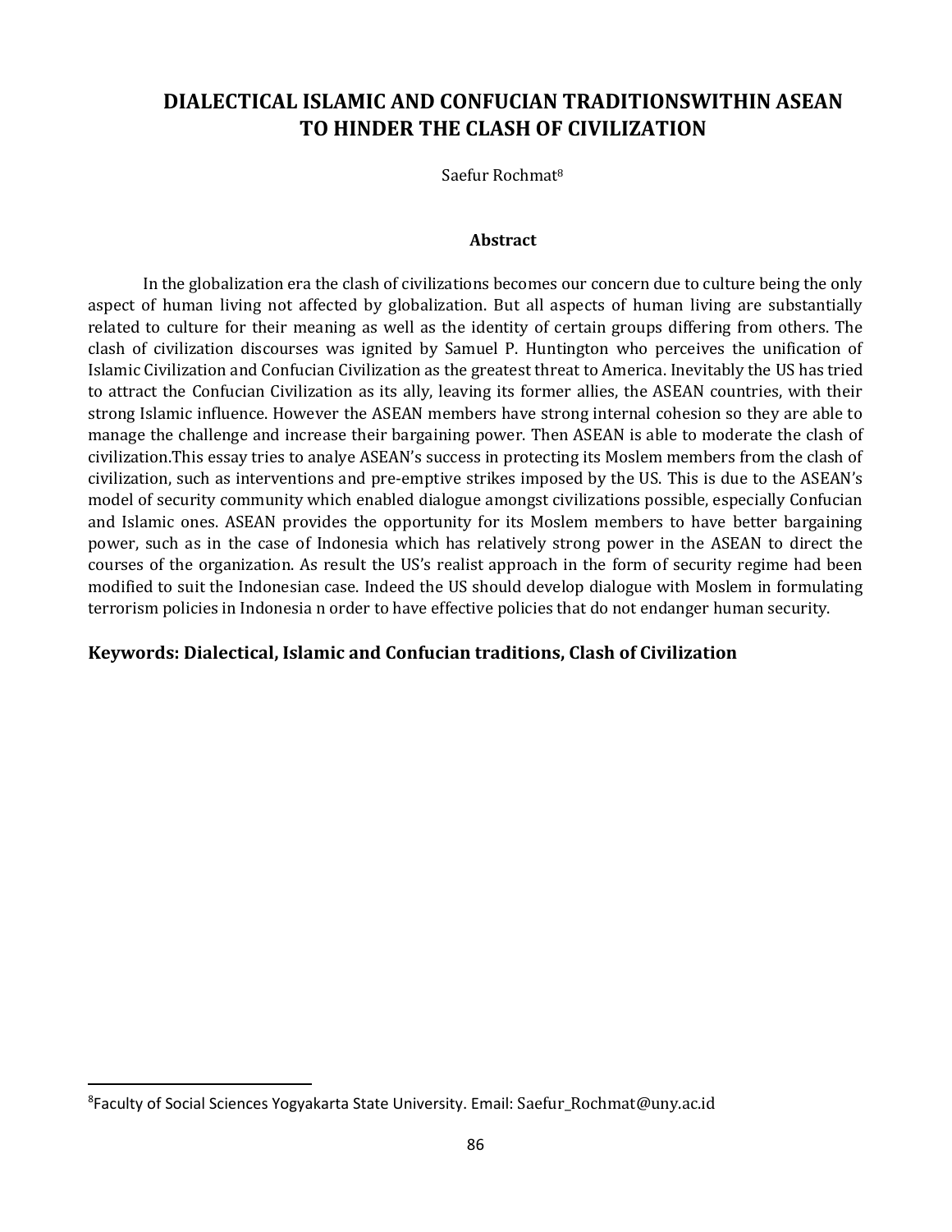# DIALECTICAL ISLAMIC AND CONFUCIAN TRADITIONSWITHIN ASEAN TO HINDER THE CLASH OF CIVILIZATION

Saefur Rochmat[8]

### Abstract

In the globalization era the clash of civilizations becomes our concern due to culture being the only aspect of human living not affected by globalization. But all aspects of human living are substantially related to culture for their meaning as well as the identity of certain groups differing from others. The clash of civilization discourses was ignited by Samuel P. Huntington who perceives the unification of Islamic Civilization and Confucian Civilization as the greatest threat to America. Inevitably the US has tried to attract the Confucian Civilization as its ally, leaving its former allies, the ASEAN countries, with their strong Islamic influence. However the ASEAN members have strong internal cohesion so they are able to manage the challenge and increase their bargaining power. Then ASEAN is able to moderate the clash of civilization.This essay tries to analye ASEAN's success in protecting its Moslem members from the clash of civilization, such as interventions and pre-emptive strikes imposed by the US. This is due to the ASEAN's model of security community which enabled dialogue amongst civilizations possible, especially Confucian and Islamic ones. ASEAN provides the opportunity for its Moslem members to have better bargaining power, such as in the case of Indonesia which has relatively strong power in the ASEAN to direct the courses of the organization. As result the US's realist approach in the form of security regime had been modified to suit the Indonesian case. Indeed the US should develop dialogue with Moslem in formulating terrorism policies in Indonesia n order to have effective policies that do not endanger human security.

**Keywords: Dialectical, Islamic and Confucian traditions, Clash of Civilization**

---

[8]Faculty of Social Sciences Yogyakarta State University. Email: Saefur_Rochmat@uny.ac.id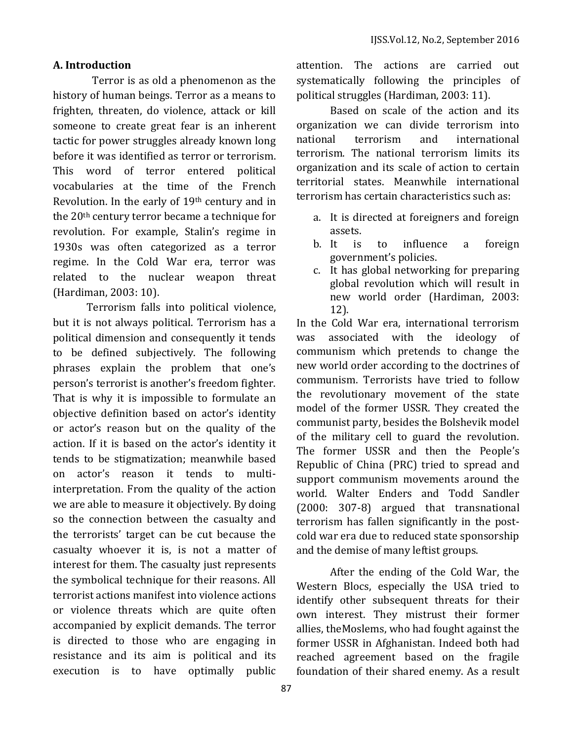## A. Introduction

Terror is as old a phenomenon as the history of human beings. Terror as a means to frighten, threaten, do violence, attack or kill someone to create great fear is an inherent tactic for power struggles already known long before it was identified as terror or terrorism. This word of terror entered political vocabularies at the time of the French Revolution. In the early of 19th century and in the 20th century terror became a technique for revolution. For example, Stalin's regime in 1930s was often categorized as a terror regime. In the Cold War era, terror was related to the nuclear weapon threat (Hardiman, 2003: 10).

Terrorism falls into political violence, but it is not always political. Terrorism has a political dimension and consequently it tends to be defined subjectively. The following phrases explain the problem that one's person's terrorist is another's freedom fighter. That is why it is impossible to formulate an objective definition based on actor's identity or actor's reason but on the quality of the action. If it is based on the actor's identity it tends to be stigmatization; meanwhile based on actor's reason it tends to multi-interpretation. From the quality of the action we are able to measure it objectively. By doing so the connection between the casualty and the terrorists' target can be cut because the casualty whoever it is, is not a matter of interest for them. The casualty just represents the symbolical technique for their reasons. All terrorist actions manifest into violence actions or violence threats which are quite often accompanied by explicit demands. The terror is directed to those who are engaging in resistance and its aim is political and its execution is to have optimally public attention. The actions are carried out systematically following the principles of political struggles (Hardiman, 2003: 11).

Based on scale of the action and its organization we can divide terrorism into national terrorism and international terrorism. The national terrorism limits its organization and its scale of action to certain territorial states. Meanwhile international terrorism has certain characteristics such as:

a. It is directed at foreigners and foreign assets.
b. It is to influence a foreign government's policies.
c. It has global networking for preparing global revolution which will result in new world order (Hardiman, 2003: 12).

In the Cold War era, international terrorism was associated with the ideology of communism which pretends to change the new world order according to the doctrines of communism. Terrorists have tried to follow the revolutionary movement of the state model of the former USSR. They created the communist party, besides the Bolshevik model of the military cell to guard the revolution. The former USSR and then the People's Republic of China (PRC) tried to spread and support communism movements around the world. Walter Enders and Todd Sandler (2000: 307-8) argued that transnational terrorism has fallen significantly in the post-cold war era due to reduced state sponsorship and the demise of many leftist groups.

After the ending of the Cold War, the Western Blocs, especially the USA tried to identify other subsequent threats for their own interest. They mistrust their former allies, theMoslems, who had fought against the former USSR in Afghanistan. Indeed both had reached agreement based on the fragile foundation of their shared enemy. As a result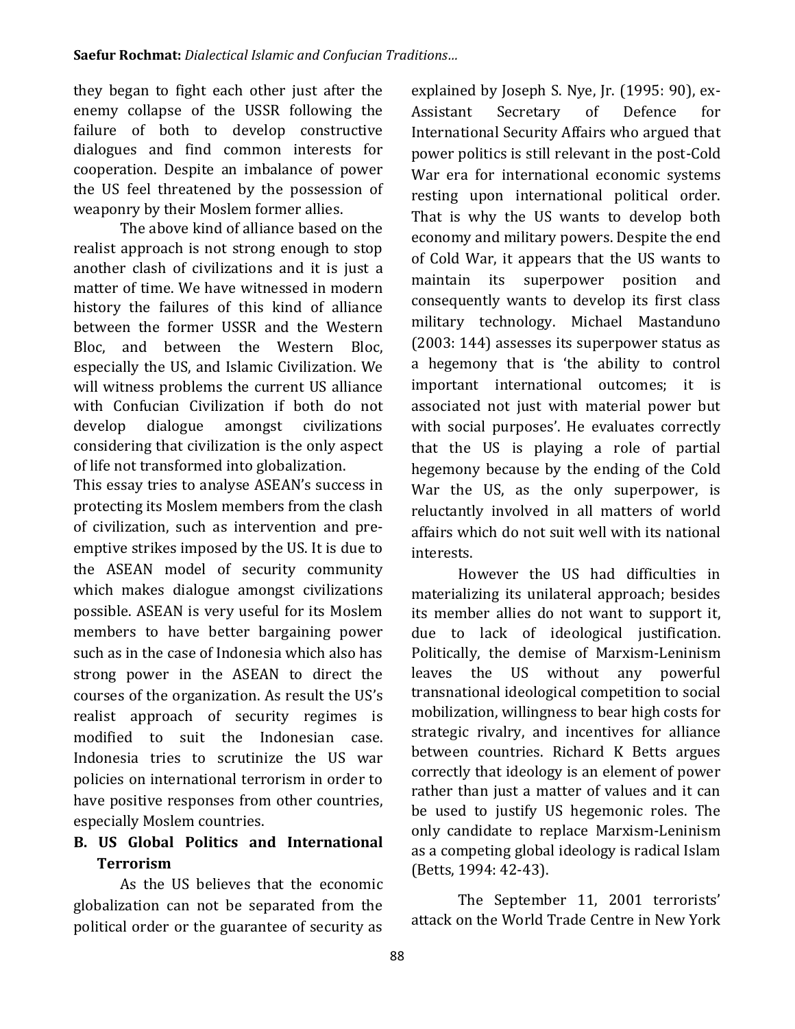they began to fight each other just after the enemy collapse of the USSR following the failure of both to develop constructive dialogues and find common interests for cooperation. Despite an imbalance of power the US feel threatened by the possession of weaponry by their Moslem former allies.

The above kind of alliance based on the realist approach is not strong enough to stop another clash of civilizations and it is just a matter of time. We have witnessed in modern history the failures of this kind of alliance between the former USSR and the Western Bloc, and between the Western Bloc, especially the US, and Islamic Civilization. We will witness problems the current US alliance with Confucian Civilization if both do not develop dialogue amongst civilizations considering that civilization is the only aspect of life not transformed into globalization.

This essay tries to analyse ASEAN's success in protecting its Moslem members from the clash of civilization, such as intervention and pre-emptive strikes imposed by the US. It is due to the ASEAN model of security community which makes dialogue amongst civilizations possible. ASEAN is very useful for its Moslem members to have better bargaining power such as in the case of Indonesia which also has strong power in the ASEAN to direct the courses of the organization. As result the US's realist approach of security regimes is modified to suit the Indonesian case. Indonesia tries to scrutinize the US war policies on international terrorism in order to have positive responses from other countries, especially Moslem countries.

## B. US Global Politics and International Terrorism

As the US believes that the economic globalization can not be separated from the political order or the guarantee of security as explained by Joseph S. Nye, Jr. (1995: 90), ex-Assistant Secretary of Defence for International Security Affairs who argued that power politics is still relevant in the post-Cold War era for international economic systems resting upon international political order. That is why the US wants to develop both economy and military powers. Despite the end of Cold War, it appears that the US wants to maintain its superpower position and consequently wants to develop its first class military technology. Michael Mastanduno (2003: 144) assesses its superpower status as a hegemony that is 'the ability to control important international outcomes; it is associated not just with material power but with social purposes'. He evaluates correctly that the US is playing a role of partial hegemony because by the ending of the Cold War the US, as the only superpower, is reluctantly involved in all matters of world affairs which do not suit well with its national interests.

However the US had difficulties in materializing its unilateral approach; besides its member allies do not want to support it, due to lack of ideological justification. Politically, the demise of Marxism-Leninism leaves the US without any powerful transnational ideological competition to social mobilization, willingness to bear high costs for strategic rivalry, and incentives for alliance between countries. Richard K Betts argues correctly that ideology is an element of power rather than just a matter of values and it can be used to justify US hegemonic roles. The only candidate to replace Marxism-Leninism as a competing global ideology is radical Islam (Betts, 1994: 42-43).

The September 11, 2001 terrorists' attack on the World Trade Centre in New York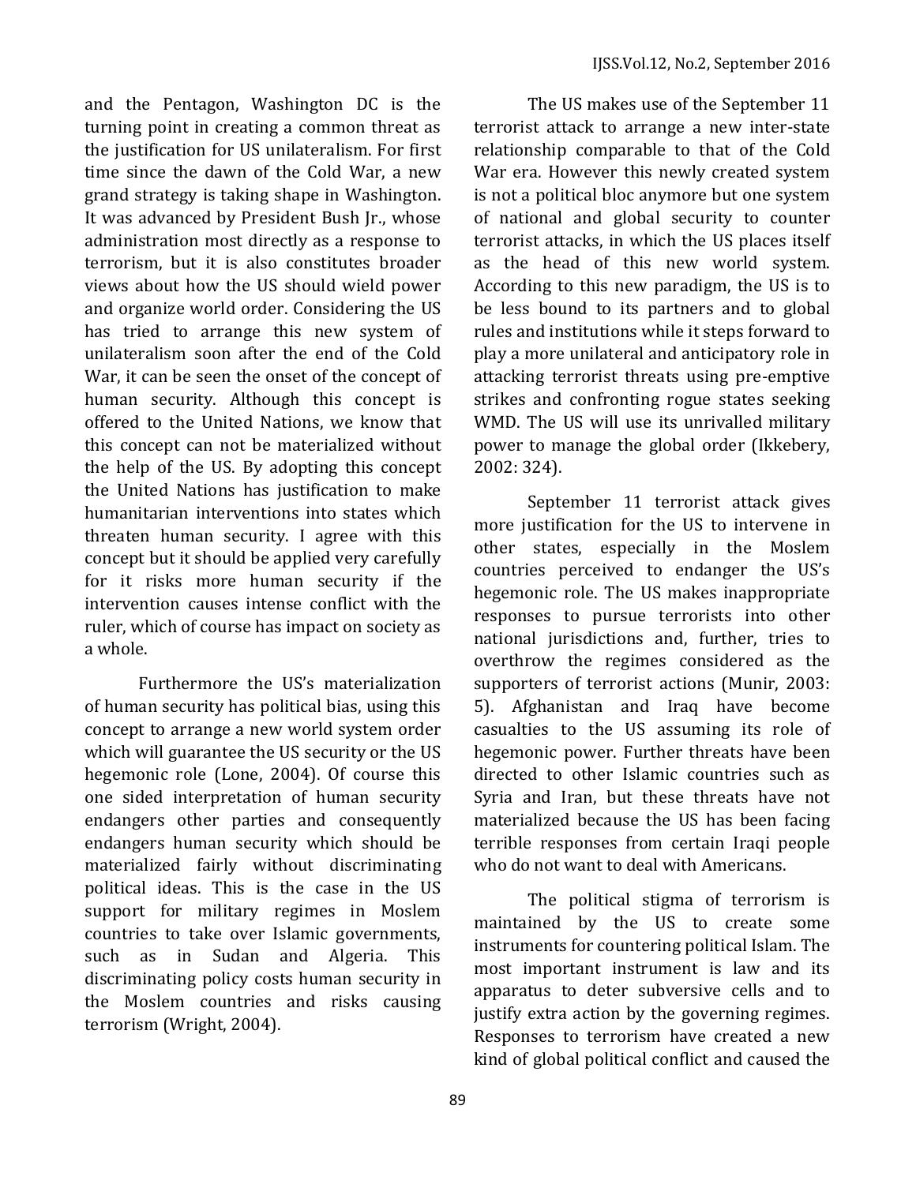and the Pentagon, Washington DC is the turning point in creating a common threat as the justification for US unilateralism. For first time since the dawn of the Cold War, a new grand strategy is taking shape in Washington. It was advanced by President Bush Jr., whose administration most directly as a response to terrorism, but it is also constitutes broader views about how the US should wield power and organize world order. Considering the US has tried to arrange this new system of unilateralism soon after the end of the Cold War, it can be seen the onset of the concept of human security. Although this concept is offered to the United Nations, we know that this concept can not be materialized without the help of the US. By adopting this concept the United Nations has justification to make humanitarian interventions into states which threaten human security. I agree with this concept but it should be applied very carefully for it risks more human security if the intervention causes intense conflict with the ruler, which of course has impact on society as a whole.

Furthermore the US's materialization of human security has political bias, using this concept to arrange a new world system order which will guarantee the US security or the US hegemonic role (Lone, 2004). Of course this one sided interpretation of human security endangers other parties and consequently endangers human security which should be materialized fairly without discriminating political ideas. This is the case in the US support for military regimes in Moslem countries to take over Islamic governments, such as in Sudan and Algeria. This discriminating policy costs human security in the Moslem countries and risks causing terrorism (Wright, 2004).

The US makes use of the September 11 terrorist attack to arrange a new inter-state relationship comparable to that of the Cold War era. However this newly created system is not a political bloc anymore but one system of national and global security to counter terrorist attacks, in which the US places itself as the head of this new world system. According to this new paradigm, the US is to be less bound to its partners and to global rules and institutions while it steps forward to play a more unilateral and anticipatory role in attacking terrorist threats using pre-emptive strikes and confronting rogue states seeking WMD. The US will use its unrivalled military power to manage the global order (Ikkebery, 2002: 324).

September 11 terrorist attack gives more justification for the US to intervene in other states, especially in the Moslem countries perceived to endanger the US's hegemonic role. The US makes inappropriate responses to pursue terrorists into other national jurisdictions and, further, tries to overthrow the regimes considered as the supporters of terrorist actions (Munir, 2003: 5). Afghanistan and Iraq have become casualties to the US assuming its role of hegemonic power. Further threats have been directed to other Islamic countries such as Syria and Iran, but these threats have not materialized because the US has been facing terrible responses from certain Iraqi people who do not want to deal with Americans.

The political stigma of terrorism is maintained by the US to create some instruments for countering political Islam. The most important instrument is law and its apparatus to deter subversive cells and to justify extra action by the governing regimes. Responses to terrorism have created a new kind of global political conflict and caused the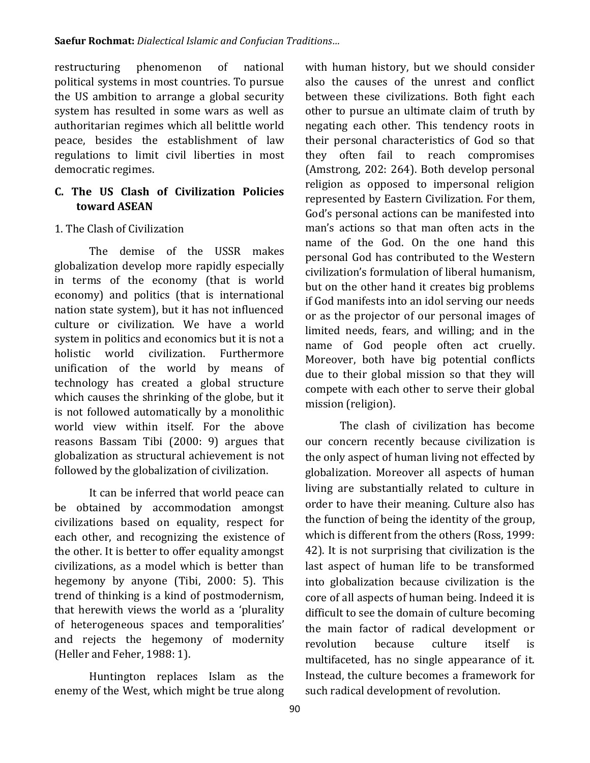restructuring phenomenon of national political systems in most countries. To pursue the US ambition to arrange a global security system has resulted in some wars as well as authoritarian regimes which all belittle world peace, besides the establishment of law regulations to limit civil liberties in most democratic regimes.

## C. The US Clash of Civilization Policies toward ASEAN

### 1. The Clash of Civilization

The demise of the USSR makes globalization develop more rapidly especially in terms of the economy (that is world economy) and politics (that is international nation state system), but it has not influenced culture or civilization. We have a world system in politics and economics but it is not a holistic world civilization. Furthermore unification of the world by means of technology has created a global structure which causes the shrinking of the globe, but it is not followed automatically by a monolithic world view within itself. For the above reasons Bassam Tibi (2000: 9) argues that globalization as structural achievement is not followed by the globalization of civilization.

It can be inferred that world peace can be obtained by accommodation amongst civilizations based on equality, respect for each other, and recognizing the existence of the other. It is better to offer equality amongst civilizations, as a model which is better than hegemony by anyone (Tibi, 2000: 5). This trend of thinking is a kind of postmodernism, that herewith views the world as a 'plurality of heterogeneous spaces and temporalities' and rejects the hegemony of modernity (Heller and Feher, 1988: 1).

Huntington replaces Islam as the enemy of the West, which might be true along with human history, but we should consider also the causes of the unrest and conflict between these civilizations. Both fight each other to pursue an ultimate claim of truth by negating each other. This tendency roots in their personal characteristics of God so that they often fail to reach compromises (Amstrong, 202: 264). Both develop personal religion as opposed to impersonal religion represented by Eastern Civilization. For them, God's personal actions can be manifested into man's actions so that man often acts in the name of the God. On the one hand this personal God has contributed to the Western civilization's formulation of liberal humanism, but on the other hand it creates big problems if God manifests into an idol serving our needs or as the projector of our personal images of limited needs, fears, and willing; and in the name of God people often act cruelly. Moreover, both have big potential conflicts due to their global mission so that they will compete with each other to serve their global mission (religion).

The clash of civilization has become our concern recently because civilization is the only aspect of human living not effected by globalization. Moreover all aspects of human living are substantially related to culture in order to have their meaning. Culture also has the function of being the identity of the group, which is different from the others (Ross, 1999: 42). It is not surprising that civilization is the last aspect of human life to be transformed into globalization because civilization is the core of all aspects of human being. Indeed it is difficult to see the domain of culture becoming the main factor of radical development or revolution because culture itself is multifaceted, has no single appearance of it. Instead, the culture becomes a framework for such radical development of revolution.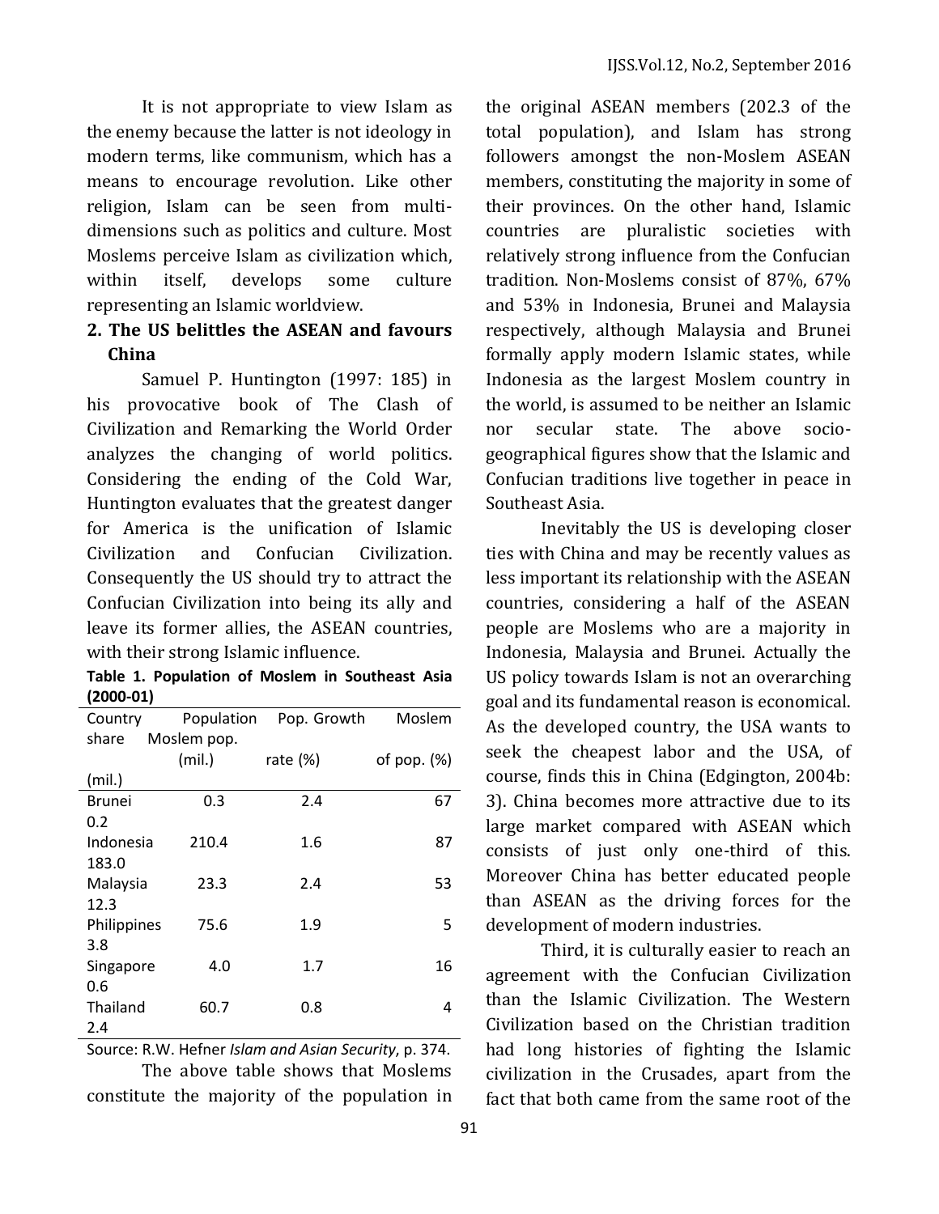It is not appropriate to view Islam as the enemy because the latter is not ideology in modern terms, like communism, which has a means to encourage revolution. Like other religion, Islam can be seen from multi-dimensions such as politics and culture. Most Moslems perceive Islam as civilization which, within itself, develops some culture representing an Islamic worldview.

## 2. The US belittles the ASEAN and favours China

Samuel P. Huntington (1997: 185) in his provocative book of The Clash of Civilization and Remarking the World Order analyzes the changing of world politics. Considering the ending of the Cold War, Huntington evaluates that the greatest danger for America is the unification of Islamic Civilization and Confucian Civilization. Consequently the US should try to attract the Confucian Civilization into being its ally and leave its former allies, the ASEAN countries, with their strong Islamic influence.

**Table 1. Population of Moslem in Southeast Asia (2000-01)**

| Country | Population (mil.) | Pop. Growth rate (%) | Moslem share of pop. (%) | Moslem pop. (mil.) |
|---|---|---|---|---|
| Brunei | 0.3 | 2.4 | 67 | 0.2 |
| Indonesia | 210.4 | 1.6 | 87 | 183.0 |
| Malaysia | 23.3 | 2.4 | 53 | 12.3 |
| Philippines | 75.6 | 1.9 | 5 | 3.8 |
| Singapore | 4.0 | 1.7 | 16 | 0.6 |
| Thailand | 60.7 | 0.8 | 4 | 2.4 |

Source: R.W. Hefner *Islam and Asian Security*, p. 374.

The above table shows that Moslems constitute the majority of the population in the original ASEAN members (202.3 of the total population), and Islam has strong followers amongst the non-Moslem ASEAN members, constituting the majority in some of their provinces. On the other hand, Islamic countries are pluralistic societies with relatively strong influence from the Confucian tradition. Non-Moslems consist of 87%, 67% and 53% in Indonesia, Brunei and Malaysia respectively, although Malaysia and Brunei formally apply modern Islamic states, while Indonesia as the largest Moslem country in the world, is assumed to be neither an Islamic nor secular state. The above socio-geographical figures show that the Islamic and Confucian traditions live together in peace in Southeast Asia.

Inevitably the US is developing closer ties with China and may be recently values as less important its relationship with the ASEAN countries, considering a half of the ASEAN people are Moslems who are a majority in Indonesia, Malaysia and Brunei. Actually the US policy towards Islam is not an overarching goal and its fundamental reason is economical. As the developed country, the USA wants to seek the cheapest labor and the USA, of course, finds this in China (Edgington, 2004b: 3). China becomes more attractive due to its large market compared with ASEAN which consists of just only one-third of this. Moreover China has better educated people than ASEAN as the driving forces for the development of modern industries.

Third, it is culturally easier to reach an agreement with the Confucian Civilization than the Islamic Civilization. The Western Civilization based on the Christian tradition had long histories of fighting the Islamic civilization in the Crusades, apart from the fact that both came from the same root of the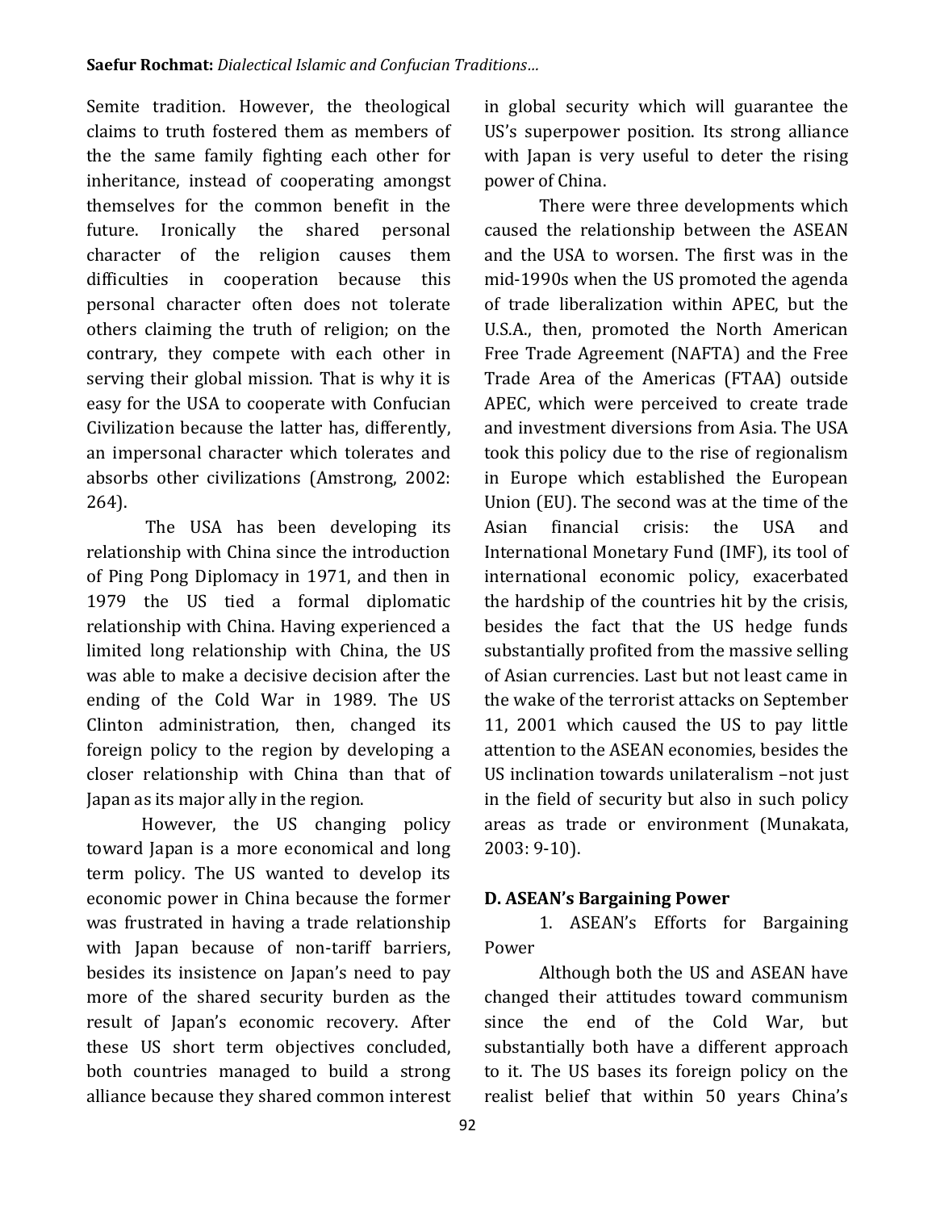Semite tradition. However, the theological claims to truth fostered them as members of the the same family fighting each other for inheritance, instead of cooperating amongst themselves for the common benefit in the future. Ironically the shared personal character of the religion causes them difficulties in cooperation because this personal character often does not tolerate others claiming the truth of religion; on the contrary, they compete with each other in serving their global mission. That is why it is easy for the USA to cooperate with Confucian Civilization because the latter has, differently, an impersonal character which tolerates and absorbs other civilizations (Amstrong, 2002: 264).

The USA has been developing its relationship with China since the introduction of Ping Pong Diplomacy in 1971, and then in 1979 the US tied a formal diplomatic relationship with China. Having experienced a limited long relationship with China, the US was able to make a decisive decision after the ending of the Cold War in 1989. The US Clinton administration, then, changed its foreign policy to the region by developing a closer relationship with China than that of Japan as its major ally in the region.

However, the US changing policy toward Japan is a more economical and long term policy. The US wanted to develop its economic power in China because the former was frustrated in having a trade relationship with Japan because of non-tariff barriers, besides its insistence on Japan's need to pay more of the shared security burden as the result of Japan's economic recovery. After these US short term objectives concluded, both countries managed to build a strong alliance because they shared common interest in global security which will guarantee the US's superpower position. Its strong alliance with Japan is very useful to deter the rising power of China.

There were three developments which caused the relationship between the ASEAN and the USA to worsen. The first was in the mid-1990s when the US promoted the agenda of trade liberalization within APEC, but the U.S.A., then, promoted the North American Free Trade Agreement (NAFTA) and the Free Trade Area of the Americas (FTAA) outside APEC, which were perceived to create trade and investment diversions from Asia. The USA took this policy due to the rise of regionalism in Europe which established the European Union (EU). The second was at the time of the Asian financial crisis: the USA and International Monetary Fund (IMF), its tool of international economic policy, exacerbated the hardship of the countries hit by the crisis, besides the fact that the US hedge funds substantially profited from the massive selling of Asian currencies. Last but not least came in the wake of the terrorist attacks on September 11, 2001 which caused the US to pay little attention to the ASEAN economies, besides the US inclination towards unilateralism –not just in the field of security but also in such policy areas as trade or environment (Munakata, 2003: 9-10).

## D. ASEAN's Bargaining Power

1. ASEAN's Efforts for Bargaining Power

Although both the US and ASEAN have changed their attitudes toward communism since the end of the Cold War, but substantially both have a different approach to it. The US bases its foreign policy on the realist belief that within 50 years China's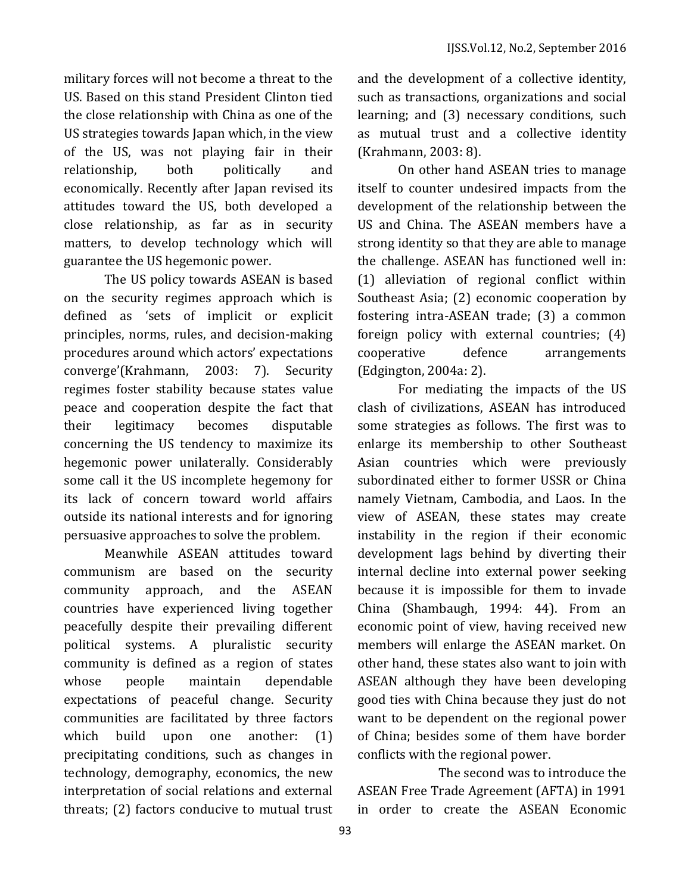military forces will not become a threat to the US. Based on this stand President Clinton tied the close relationship with China as one of the US strategies towards Japan which, in the view of the US, was not playing fair in their relationship, both politically and economically. Recently after Japan revised its attitudes toward the US, both developed a close relationship, as far as in security matters, to develop technology which will guarantee the US hegemonic power.

The US policy towards ASEAN is based on the security regimes approach which is defined as 'sets of implicit or explicit principles, norms, rules, and decision-making procedures around which actors' expectations converge'(Krahmann, 2003: 7). Security regimes foster stability because states value peace and cooperation despite the fact that their legitimacy becomes disputable concerning the US tendency to maximize its hegemonic power unilaterally. Considerably some call it the US incomplete hegemony for its lack of concern toward world affairs outside its national interests and for ignoring persuasive approaches to solve the problem.

Meanwhile ASEAN attitudes toward communism are based on the security community approach, and the ASEAN countries have experienced living together peacefully despite their prevailing different political systems. A pluralistic security community is defined as a region of states whose people maintain dependable expectations of peaceful change. Security communities are facilitated by three factors which build upon one another: (1) precipitating conditions, such as changes in technology, demography, economics, the new interpretation of social relations and external threats; (2) factors conducive to mutual trust and the development of a collective identity, such as transactions, organizations and social learning; and (3) necessary conditions, such as mutual trust and a collective identity (Krahmann, 2003: 8).

On other hand ASEAN tries to manage itself to counter undesired impacts from the development of the relationship between the US and China. The ASEAN members have a strong identity so that they are able to manage the challenge. ASEAN has functioned well in: (1) alleviation of regional conflict within Southeast Asia; (2) economic cooperation by fostering intra-ASEAN trade; (3) a common foreign policy with external countries; (4) cooperative defence arrangements (Edgington, 2004a: 2).

For mediating the impacts of the US clash of civilizations, ASEAN has introduced some strategies as follows. The first was to enlarge its membership to other Southeast Asian countries which were previously subordinated either to former USSR or China namely Vietnam, Cambodia, and Laos. In the view of ASEAN, these states may create instability in the region if their economic development lags behind by diverting their internal decline into external power seeking because it is impossible for them to invade China (Shambaugh, 1994: 44). From an economic point of view, having received new members will enlarge the ASEAN market. On other hand, these states also want to join with ASEAN although they have been developing good ties with China because they just do not want to be dependent on the regional power of China; besides some of them have border conflicts with the regional power.

The second was to introduce the ASEAN Free Trade Agreement (AFTA) in 1991 in order to create the ASEAN Economic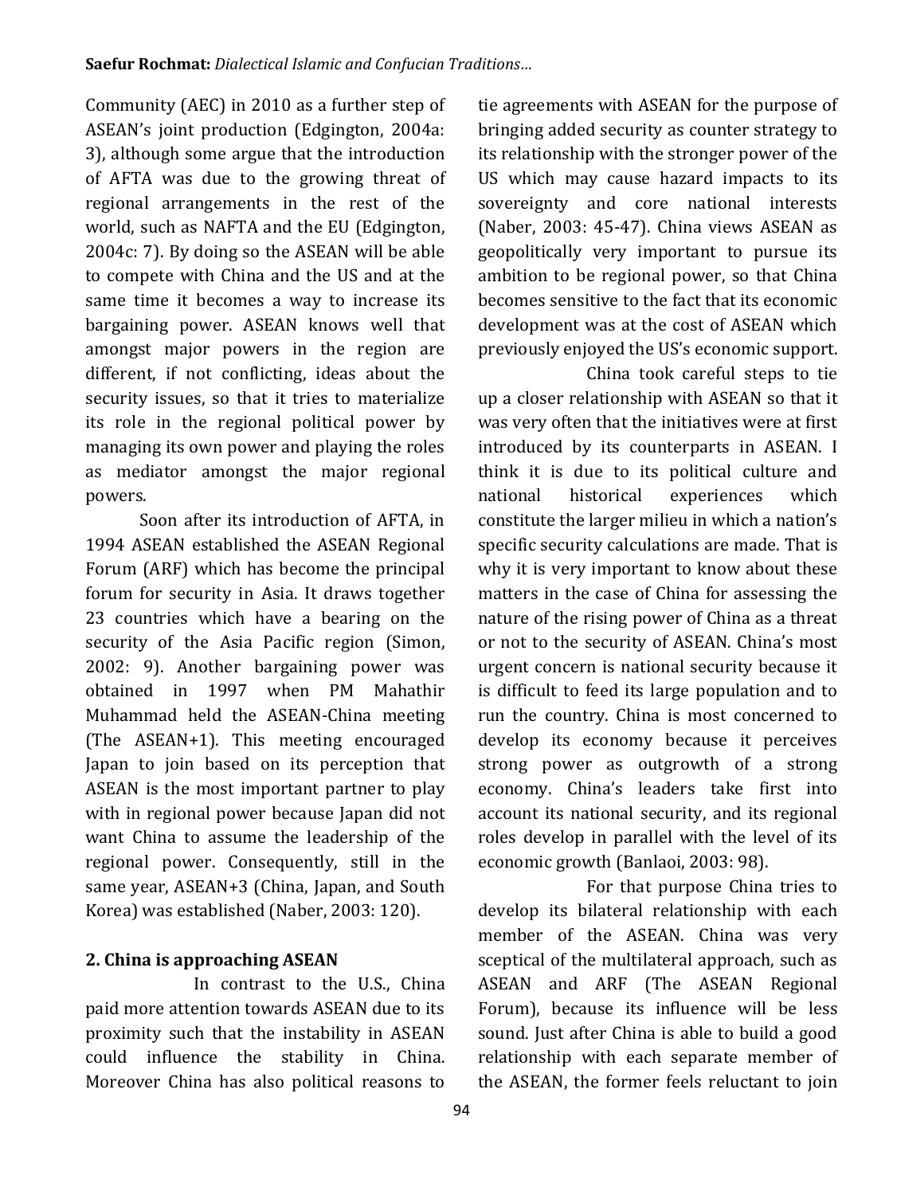Community (AEC) in 2010 as a further step of ASEAN's joint production (Edgington, 2004a: 3), although some argue that the introduction of AFTA was due to the growing threat of regional arrangements in the rest of the world, such as NAFTA and the EU (Edgington, 2004c: 7). By doing so the ASEAN will be able to compete with China and the US and at the same time it becomes a way to increase its bargaining power. ASEAN knows well that amongst major powers in the region are different, if not conflicting, ideas about the security issues, so that it tries to materialize its role in the regional political power by managing its own power and playing the roles as mediator amongst the major regional powers.

Soon after its introduction of AFTA, in 1994 ASEAN established the ASEAN Regional Forum (ARF) which has become the principal forum for security in Asia. It draws together 23 countries which have a bearing on the security of the Asia Pacific region (Simon, 2002: 9). Another bargaining power was obtained in 1997 when PM Mahathir Muhammad held the ASEAN-China meeting (The ASEAN+1). This meeting encouraged Japan to join based on its perception that ASEAN is the most important partner to play with in regional power because Japan did not want China to assume the leadership of the regional power. Consequently, still in the same year, ASEAN+3 (China, Japan, and South Korea) was established (Naber, 2003: 120).

## 2. China is approaching ASEAN

In contrast to the U.S., China paid more attention towards ASEAN due to its proximity such that the instability in ASEAN could influence the stability in China. Moreover China has also political reasons to tie agreements with ASEAN for the purpose of bringing added security as counter strategy to its relationship with the stronger power of the US which may cause hazard impacts to its sovereignty and core national interests (Naber, 2003: 45-47). China views ASEAN as geopolitically very important to pursue its ambition to be regional power, so that China becomes sensitive to the fact that its economic development was at the cost of ASEAN which previously enjoyed the US's economic support.

China took careful steps to tie up a closer relationship with ASEAN so that it was very often that the initiatives were at first introduced by its counterparts in ASEAN. I think it is due to its political culture and national historical experiences which constitute the larger milieu in which a nation's specific security calculations are made. That is why it is very important to know about these matters in the case of China for assessing the nature of the rising power of China as a threat or not to the security of ASEAN. China's most urgent concern is national security because it is difficult to feed its large population and to run the country. China is most concerned to develop its economy because it perceives strong power as outgrowth of a strong economy. China's leaders take first into account its national security, and its regional roles develop in parallel with the level of its economic growth (Banlaoi, 2003: 98).

For that purpose China tries to develop its bilateral relationship with each member of the ASEAN. China was very sceptical of the multilateral approach, such as ASEAN and ARF (The ASEAN Regional Forum), because its influence will be less sound. Just after China is able to build a good relationship with each separate member of the ASEAN, the former feels reluctant to join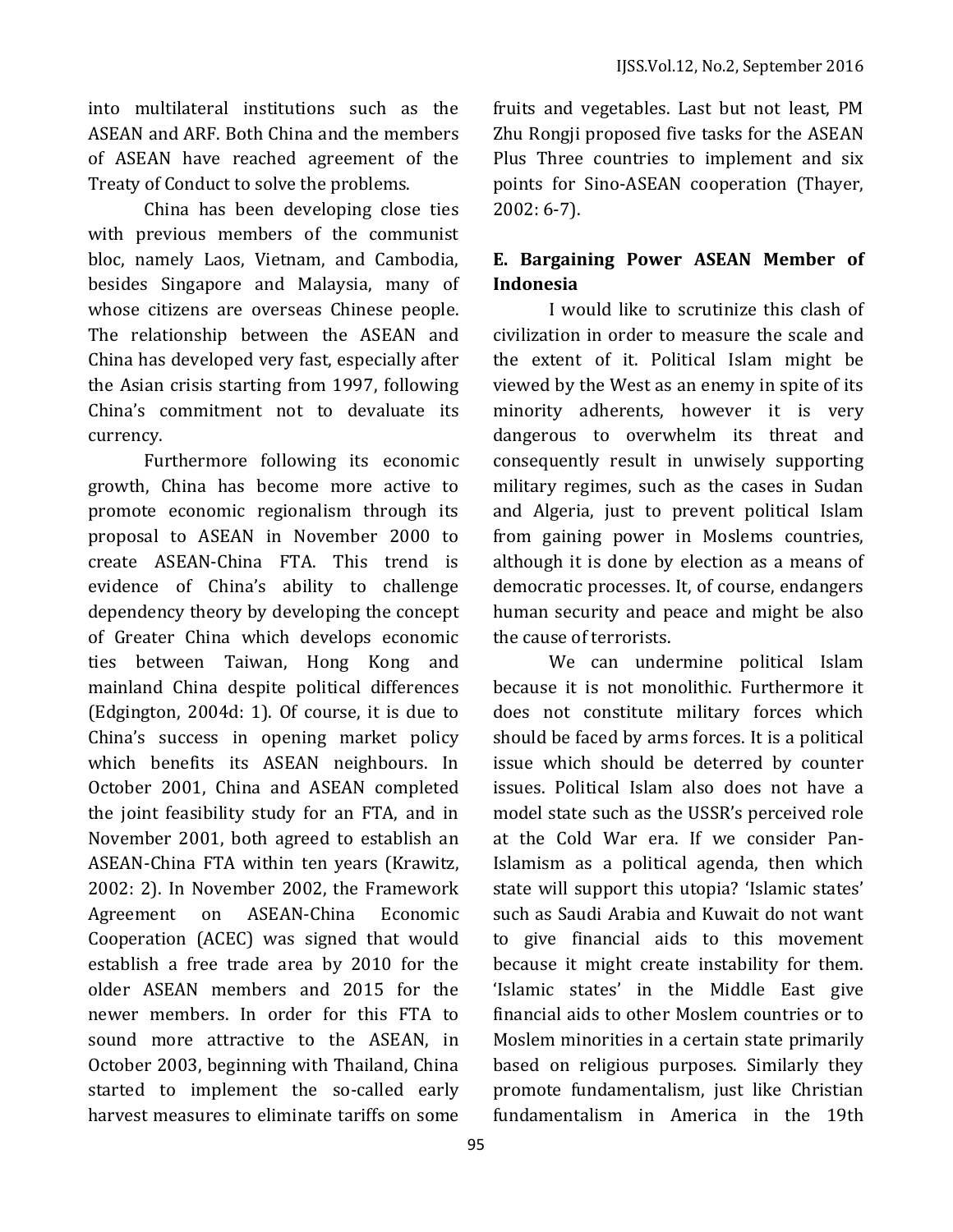into multilateral institutions such as the ASEAN and ARF. Both China and the members of ASEAN have reached agreement of the Treaty of Conduct to solve the problems.

China has been developing close ties with previous members of the communist bloc, namely Laos, Vietnam, and Cambodia, besides Singapore and Malaysia, many of whose citizens are overseas Chinese people. The relationship between the ASEAN and China has developed very fast, especially after the Asian crisis starting from 1997, following China's commitment not to devaluate its currency.

Furthermore following its economic growth, China has become more active to promote economic regionalism through its proposal to ASEAN in November 2000 to create ASEAN-China FTA. This trend is evidence of China's ability to challenge dependency theory by developing the concept of Greater China which develops economic ties between Taiwan, Hong Kong and mainland China despite political differences (Edgington, 2004d: 1). Of course, it is due to China's success in opening market policy which benefits its ASEAN neighbours. In October 2001, China and ASEAN completed the joint feasibility study for an FTA, and in November 2001, both agreed to establish an ASEAN-China FTA within ten years (Krawitz, 2002: 2). In November 2002, the Framework Agreement on ASEAN-China Economic Cooperation (ACEC) was signed that would establish a free trade area by 2010 for the older ASEAN members and 2015 for the newer members. In order for this FTA to sound more attractive to the ASEAN, in October 2003, beginning with Thailand, China started to implement the so-called early harvest measures to eliminate tariffs on some fruits and vegetables. Last but not least, PM Zhu Rongji proposed five tasks for the ASEAN Plus Three countries to implement and six points for Sino-ASEAN cooperation (Thayer, 2002: 6-7).

**E. Bargaining Power ASEAN Member of Indonesia**

I would like to scrutinize this clash of civilization in order to measure the scale and the extent of it. Political Islam might be viewed by the West as an enemy in spite of its minority adherents, however it is very dangerous to overwhelm its threat and consequently result in unwisely supporting military regimes, such as the cases in Sudan and Algeria, just to prevent political Islam from gaining power in Moslems countries, although it is done by election as a means of democratic processes. It, of course, endangers human security and peace and might be also the cause of terrorists.

We can undermine political Islam because it is not monolithic. Furthermore it does not constitute military forces which should be faced by arms forces. It is a political issue which should be deterred by counter issues. Political Islam also does not have a model state such as the USSR's perceived role at the Cold War era. If we consider Pan-Islamism as a political agenda, then which state will support this utopia? 'Islamic states' such as Saudi Arabia and Kuwait do not want to give financial aids to this movement because it might create instability for them. 'Islamic states' in the Middle East give financial aids to other Moslem countries or to Moslem minorities in a certain state primarily based on religious purposes. Similarly they promote fundamentalism, just like Christian fundamentalism in America in the 19th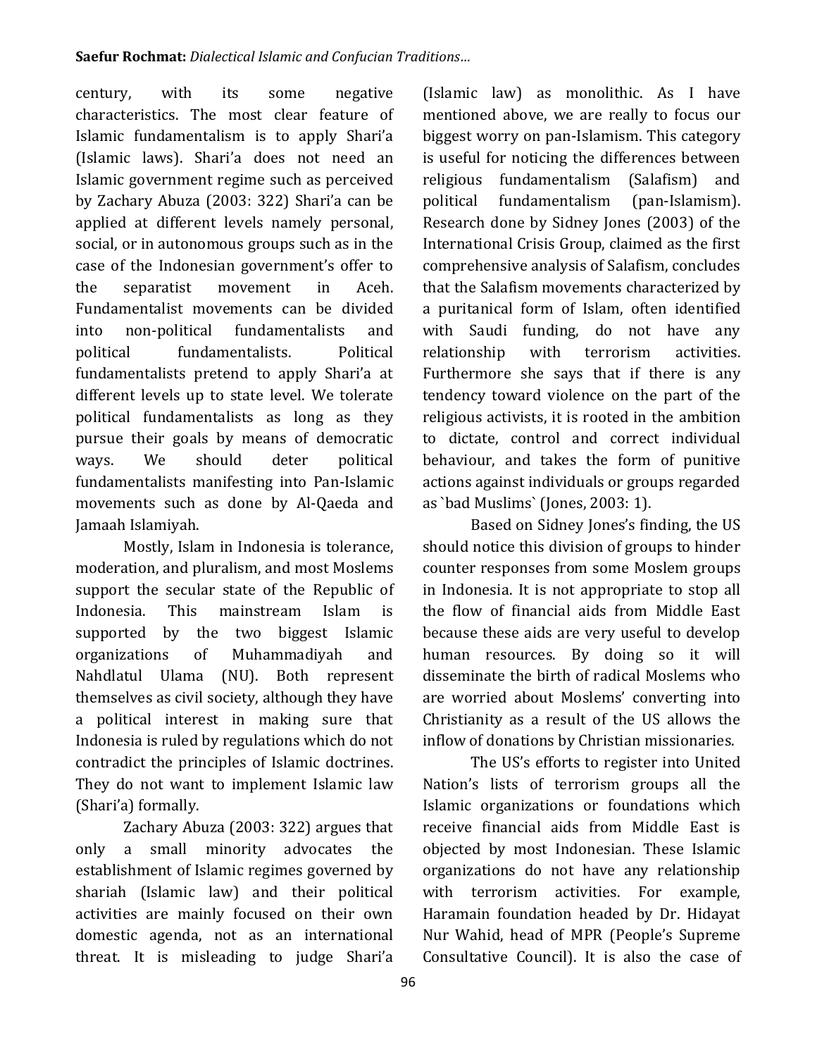century, with its some negative characteristics. The most clear feature of Islamic fundamentalism is to apply Shari'a (Islamic laws). Shari'a does not need an Islamic government regime such as perceived by Zachary Abuza (2003: 322) Shari'a can be applied at different levels namely personal, social, or in autonomous groups such as in the case of the Indonesian government's offer to the separatist movement in Aceh. Fundamentalist movements can be divided into non-political fundamentalists and political fundamentalists. Political fundamentalists pretend to apply Shari'a at different levels up to state level. We tolerate political fundamentalists as long as they pursue their goals by means of democratic ways. We should deter political fundamentalists manifesting into Pan-Islamic movements such as done by Al-Qaeda and Jamaah Islamiyah.

Mostly, Islam in Indonesia is tolerance, moderation, and pluralism, and most Moslems support the secular state of the Republic of Indonesia. This mainstream Islam is supported by the two biggest Islamic organizations of Muhammadiyah and Nahdlatul Ulama (NU). Both represent themselves as civil society, although they have a political interest in making sure that Indonesia is ruled by regulations which do not contradict the principles of Islamic doctrines. They do not want to implement Islamic law (Shari'a) formally.

Zachary Abuza (2003: 322) argues that only a small minority advocates the establishment of Islamic regimes governed by shariah (Islamic law) and their political activities are mainly focused on their own domestic agenda, not as an international threat. It is misleading to judge Shari'a (Islamic law) as monolithic. As I have mentioned above, we are really to focus our biggest worry on pan-Islamism. This category is useful for noticing the differences between religious fundamentalism (Salafism) and political fundamentalism (pan-Islamism). Research done by Sidney Jones (2003) of the International Crisis Group, claimed as the first comprehensive analysis of Salafism, concludes that the Salafism movements characterized by a puritanical form of Islam, often identified with Saudi funding, do not have any relationship with terrorism activities. Furthermore she says that if there is any tendency toward violence on the part of the religious activists, it is rooted in the ambition to dictate, control and correct individual behaviour, and takes the form of punitive actions against individuals or groups regarded as `bad Muslims` (Jones, 2003: 1).

Based on Sidney Jones's finding, the US should notice this division of groups to hinder counter responses from some Moslem groups in Indonesia. It is not appropriate to stop all the flow of financial aids from Middle East because these aids are very useful to develop human resources. By doing so it will disseminate the birth of radical Moslems who are worried about Moslems' converting into Christianity as a result of the US allows the inflow of donations by Christian missionaries.

The US's efforts to register into United Nation's lists of terrorism groups all the Islamic organizations or foundations which receive financial aids from Middle East is objected by most Indonesian. These Islamic organizations do not have any relationship with terrorism activities. For example, Haramain foundation headed by Dr. Hidayat Nur Wahid, head of MPR (People's Supreme Consultative Council). It is also the case of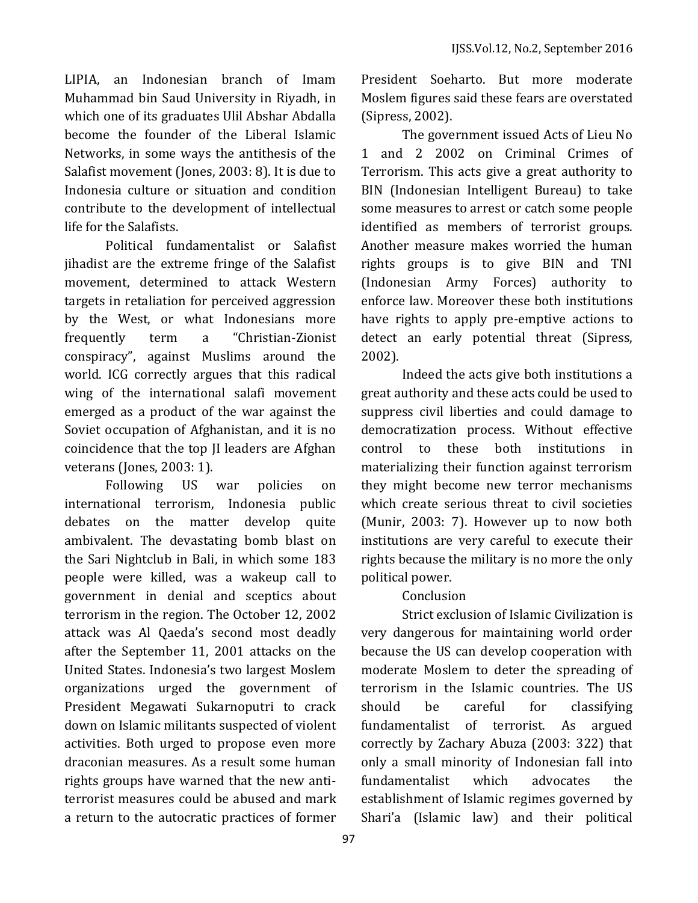LIPIA, an Indonesian branch of Imam Muhammad bin Saud University in Riyadh, in which one of its graduates Ulil Abshar Abdalla become the founder of the Liberal Islamic Networks, in some ways the antithesis of the Salafist movement (Jones, 2003: 8). It is due to Indonesia culture or situation and condition contribute to the development of intellectual life for the Salafists.

Political fundamentalist or Salafist jihadist are the extreme fringe of the Salafist movement, determined to attack Western targets in retaliation for perceived aggression by the West, or what Indonesians more frequently term a "Christian-Zionist conspiracy", against Muslims around the world. ICG correctly argues that this radical wing of the international salafi movement emerged as a product of the war against the Soviet occupation of Afghanistan, and it is no coincidence that the top JI leaders are Afghan veterans (Jones, 2003: 1).

Following US war policies on international terrorism, Indonesia public debates on the matter develop quite ambivalent. The devastating bomb blast on the Sari Nightclub in Bali, in which some 183 people were killed, was a wakeup call to government in denial and sceptics about terrorism in the region. The October 12, 2002 attack was Al Qaeda's second most deadly after the September 11, 2001 attacks on the United States. Indonesia's two largest Moslem organizations urged the government of President Megawati Sukarnoputri to crack down on Islamic militants suspected of violent activities. Both urged to propose even more draconian measures. As a result some human rights groups have warned that the new anti-terrorist measures could be abused and mark a return to the autocratic practices of former President Soeharto. But more moderate Moslem figures said these fears are overstated (Sipress, 2002).

The government issued Acts of Lieu No 1 and 2 2002 on Criminal Crimes of Terrorism. This acts give a great authority to BIN (Indonesian Intelligent Bureau) to take some measures to arrest or catch some people identified as members of terrorist groups. Another measure makes worried the human rights groups is to give BIN and TNI (Indonesian Army Forces) authority to enforce law. Moreover these both institutions have rights to apply pre-emptive actions to detect an early potential threat (Sipress, 2002).

Indeed the acts give both institutions a great authority and these acts could be used to suppress civil liberties and could damage to democratization process. Without effective control to these both institutions in materializing their function against terrorism they might become new terror mechanisms which create serious threat to civil societies (Munir, 2003: 7). However up to now both institutions are very careful to execute their rights because the military is no more the only political power.

## Conclusion

Strict exclusion of Islamic Civilization is very dangerous for maintaining world order because the US can develop cooperation with moderate Moslem to deter the spreading of terrorism in the Islamic countries. The US should be careful for classifying fundamentalist of terrorist. As argued correctly by Zachary Abuza (2003: 322) that only a small minority of Indonesian fall into fundamentalist which advocates the establishment of Islamic regimes governed by Shari'a (Islamic law) and their political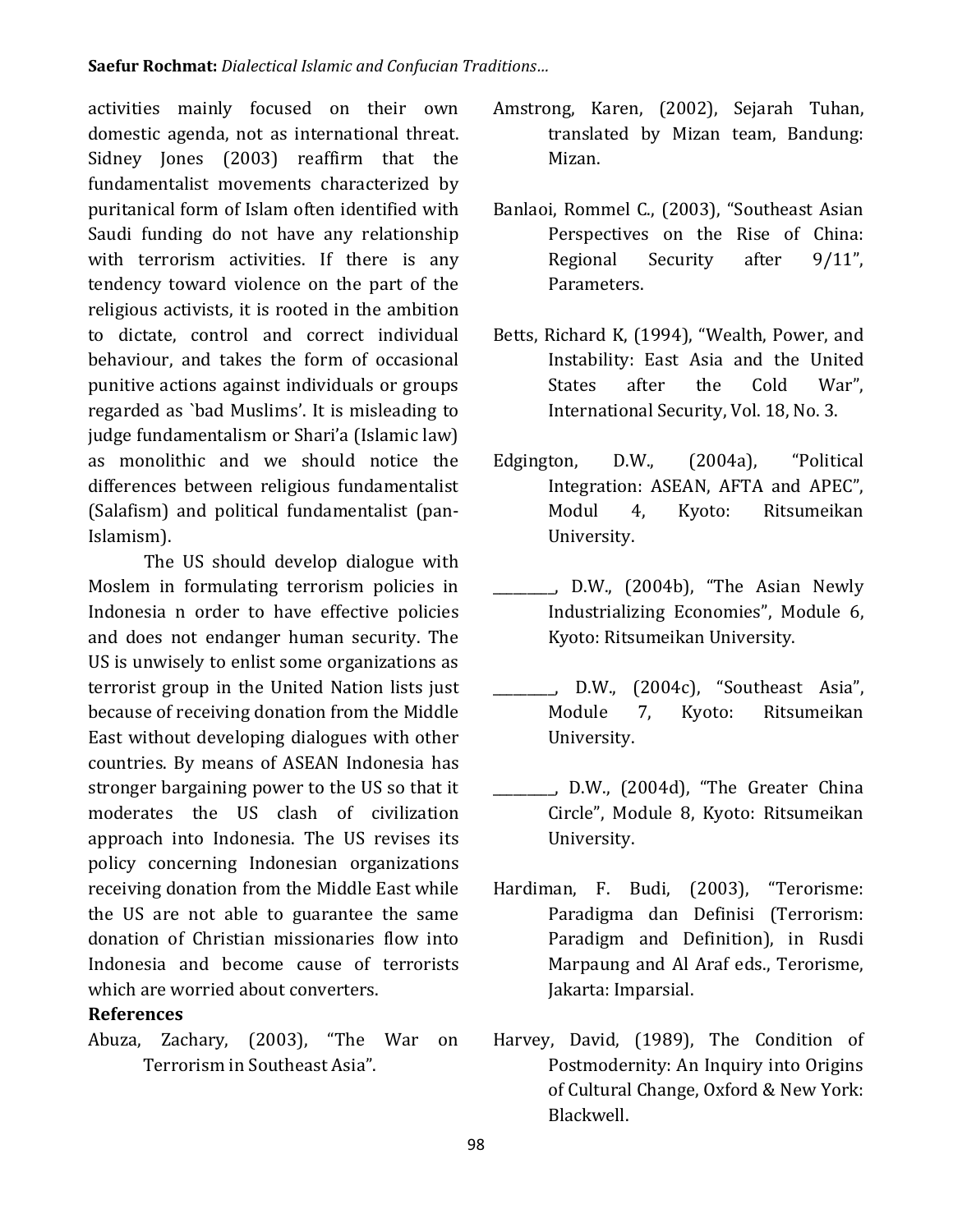activities mainly focused on their own domestic agenda, not as international threat. Sidney Jones (2003) reaffirm that the fundamentalist movements characterized by puritanical form of Islam often identified with Saudi funding do not have any relationship with terrorism activities. If there is any tendency toward violence on the part of the religious activists, it is rooted in the ambition to dictate, control and correct individual behaviour, and takes the form of occasional punitive actions against individuals or groups regarded as `bad Muslims'. It is misleading to judge fundamentalism or Shari'a (Islamic law) as monolithic and we should notice the differences between religious fundamentalist (Salafism) and political fundamentalist (pan-Islamism).

The US should develop dialogue with Moslem in formulating terrorism policies in Indonesia n order to have effective policies and does not endanger human security. The US is unwisely to enlist some organizations as terrorist group in the United Nation lists just because of receiving donation from the Middle East without developing dialogues with other countries. By means of ASEAN Indonesia has stronger bargaining power to the US so that it moderates the US clash of civilization approach into Indonesia. The US revises its policy concerning Indonesian organizations receiving donation from the Middle East while the US are not able to guarantee the same donation of Christian missionaries flow into Indonesia and become cause of terrorists which are worried about converters.

**References**

Abuza, Zachary, (2003), "The War on Terrorism in Southeast Asia".

Amstrong, Karen, (2002), Sejarah Tuhan, translated by Mizan team, Bandung: Mizan.

Banlaoi, Rommel C., (2003), "Southeast Asian Perspectives on the Rise of China: Regional Security after 9/11", Parameters.

Betts, Richard K, (1994), "Wealth, Power, and Instability: East Asia and the United States after the Cold War", International Security, Vol. 18, No. 3.

Edgington, D.W., (2004a), "Political Integration: ASEAN, AFTA and APEC", Modul 4, Kyoto: Ritsumeikan University.

________, D.W., (2004b), "The Asian Newly Industrializing Economies", Module 6, Kyoto: Ritsumeikan University.

________, D.W., (2004c), "Southeast Asia", Module 7, Kyoto: Ritsumeikan University.

________, D.W., (2004d), "The Greater China Circle", Module 8, Kyoto: Ritsumeikan University.

Hardiman, F. Budi, (2003), "Terorisme: Paradigma dan Definisi (Terrorism: Paradigm and Definition), in Rusdi Marpaung and Al Araf eds., Terorisme, Jakarta: Imparsial.

Harvey, David, (1989), The Condition of Postmodernity: An Inquiry into Origins of Cultural Change, Oxford & New York: Blackwell.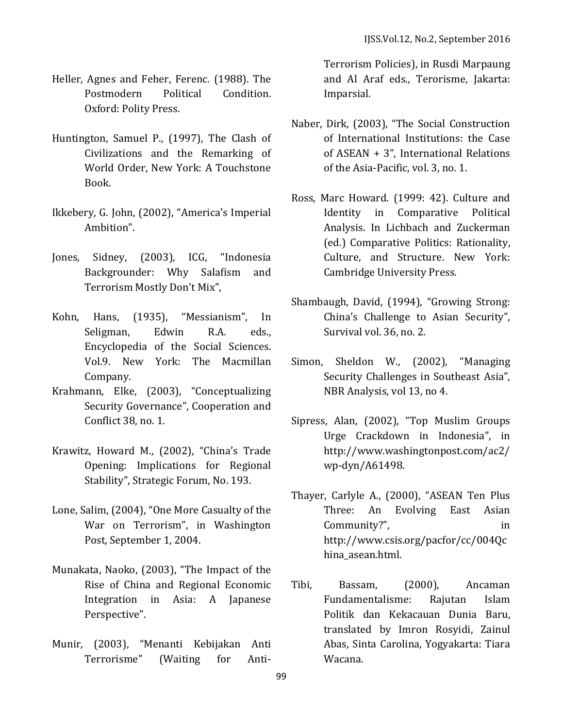Heller, Agnes and Feher, Ferenc. (1988). The Postmodern Political Condition. Oxford: Polity Press.

Huntington, Samuel P., (1997), The Clash of Civilizations and the Remarking of World Order, New York: A Touchstone Book.

Ikkebery, G. John, (2002), "America's Imperial Ambition".

Jones, Sidney, (2003), ICG, "Indonesia Backgrounder: Why Salafism and Terrorism Mostly Don't Mix",

Kohn, Hans, (1935), "Messianism", In Seligman, Edwin R.A. eds., Encyclopedia of the Social Sciences. Vol.9. New York: The Macmillan Company.

Krahmann, Elke, (2003), "Conceptualizing Security Governance", Cooperation and Conflict 38, no. 1.

Krawitz, Howard M., (2002), "China's Trade Opening: Implications for Regional Stability", Strategic Forum, No. 193.

Lone, Salim, (2004), "One More Casualty of the War on Terrorism", in Washington Post, September 1, 2004.

Munakata, Naoko, (2003), "The Impact of the Rise of China and Regional Economic Integration in Asia: A Japanese Perspective".

Munir, (2003), "Menanti Kebijakan Anti Terrorisme" (Waiting for Anti-Terrorism Policies), in Rusdi Marpaung and Al Araf eds., Terorisme, Jakarta: Imparsial.

Naber, Dirk, (2003), "The Social Construction of International Institutions: the Case of ASEAN + 3", International Relations of the Asia-Pacific, vol. 3, no. 1.

Ross, Marc Howard. (1999: 42). Culture and Identity in Comparative Political Analysis. In Lichbach and Zuckerman (ed.) Comparative Politics: Rationality, Culture, and Structure. New York: Cambridge University Press.

Shambaugh, David, (1994), "Growing Strong: China's Challenge to Asian Security", Survival vol. 36, no. 2.

Simon, Sheldon W., (2002), "Managing Security Challenges in Southeast Asia", NBR Analysis, vol 13, no 4.

Sipress, Alan, (2002), "Top Muslim Groups Urge Crackdown in Indonesia", in http://www.washingtonpost.com/ac2/wp-dyn/A61498.

Thayer, Carlyle A., (2000), "ASEAN Ten Plus Three: An Evolving East Asian Community?", in http://www.csis.org/pacfor/cc/004Qchina_asean.html.

Tibi, Bassam, (2000), Ancaman Fundamentalisme: Rajutan Islam Politik dan Kekacauan Dunia Baru, translated by Imron Rosyidi, Zainul Abas, Sinta Carolina, Yogyakarta: Tiara Wacana.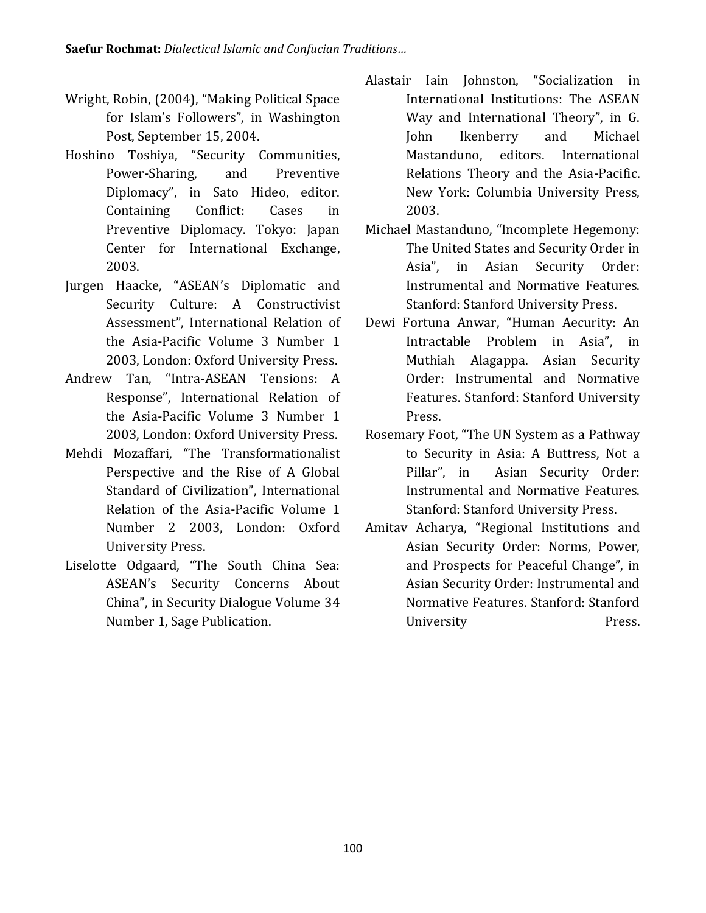Wright, Robin, (2004), "Making Political Space for Islam's Followers", in Washington Post, September 15, 2004.

Hoshino Toshiya, "Security Communities, Power-Sharing, and Preventive Diplomacy", in Sato Hideo, editor. Containing Conflict: Cases in Preventive Diplomacy. Tokyo: Japan Center for International Exchange, 2003.

Jurgen Haacke, "ASEAN's Diplomatic and Security Culture: A Constructivist Assessment", International Relation of the Asia-Pacific Volume 3 Number 1 2003, London: Oxford University Press.

Andrew Tan, "Intra-ASEAN Tensions: A Response", International Relation of the Asia-Pacific Volume 3 Number 1 2003, London: Oxford University Press.

Mehdi Mozaffari, "The Transformationalist Perspective and the Rise of A Global Standard of Civilization", International Relation of the Asia-Pacific Volume 1 Number 2 2003, London: Oxford University Press.

Liselotte Odgaard, "The South China Sea: ASEAN's Security Concerns About China", in Security Dialogue Volume 34 Number 1, Sage Publication.

Alastair Iain Johnston, "Socialization in International Institutions: The ASEAN Way and International Theory", in G. John Ikenberry and Michael Mastanduno, editors. International Relations Theory and the Asia-Pacific. New York: Columbia University Press, 2003.

Michael Mastanduno, "Incomplete Hegemony: The United States and Security Order in Asia", in Asian Security Order: Instrumental and Normative Features. Stanford: Stanford University Press.

Dewi Fortuna Anwar, "Human Aecurity: An Intractable Problem in Asia", in Muthiah Alagappa. Asian Security Order: Instrumental and Normative Features. Stanford: Stanford University Press.

Rosemary Foot, "The UN System as a Pathway to Security in Asia: A Buttress, Not a Pillar", in Asian Security Order: Instrumental and Normative Features. Stanford: Stanford University Press.

Amitav Acharya, "Regional Institutions and Asian Security Order: Norms, Power, and Prospects for Peaceful Change", in Asian Security Order: Instrumental and Normative Features. Stanford: Stanford University Press.